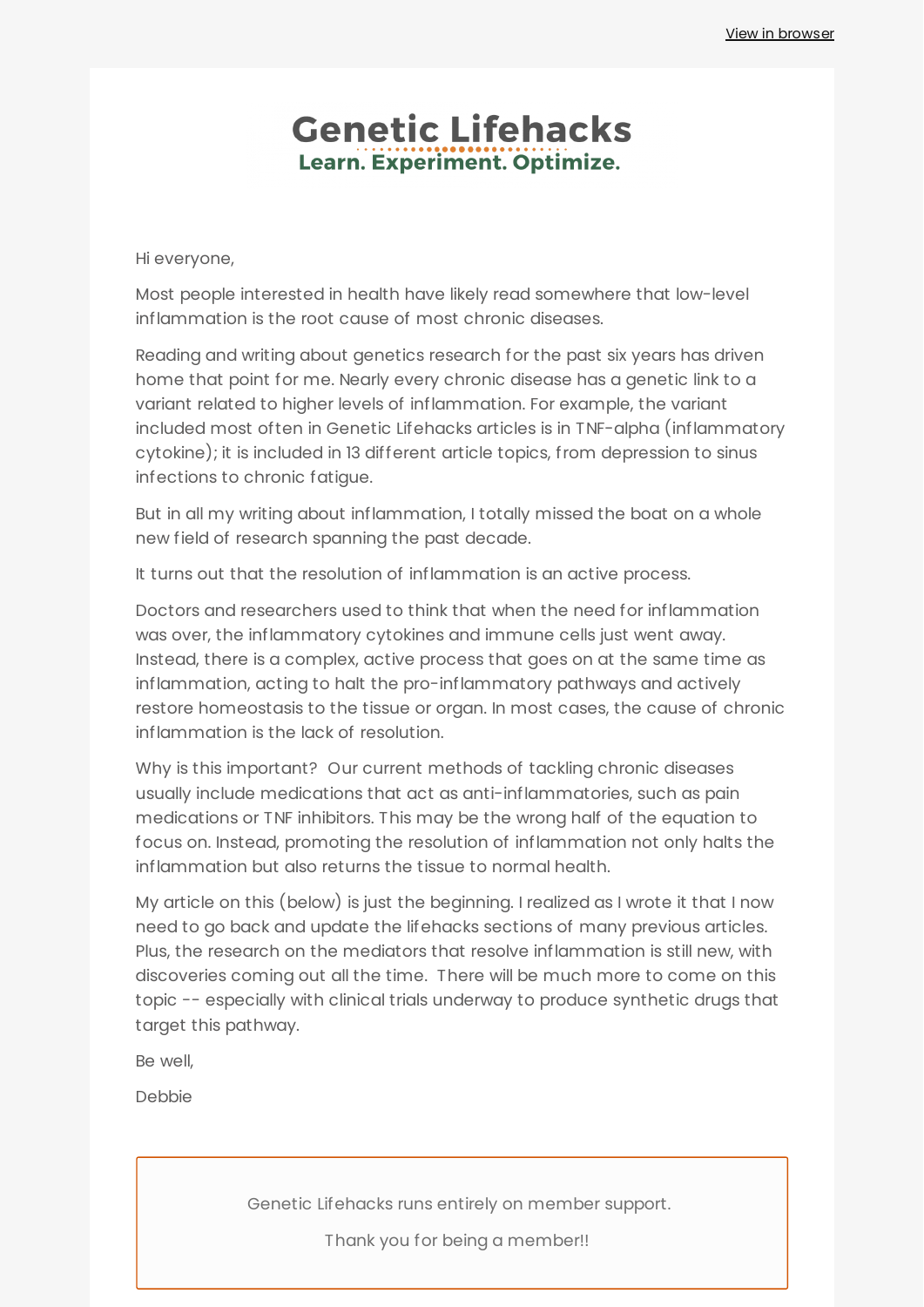View in browser

# Genetic Lifehacks

**Learn. Experiment. Optimize.**

Hi everyone,

Most people interested in health have likely read somewhere that low-level inflammation is the root cause of most chronic diseases.

Reading and writing about genetics research for the past six years has driven home that point for me. Nearly every chronic disease has a genetic link to a variant related to higher levels of inflammation. For example, the variant included most often in Genetic Lifehacks articles is in TNF-alpha (inflammatory cytokine); it is included in 13 different article topics, from depression to sinus infections to chronic fatigue.

But in all my writing about inflammation, I totally missed the boat on a whole new field of research spanning the past decade.

It turns out that the resolution of inflammation is an active process.

Doctors and researchers used to think that when the need for inflammation was over, the inflammatory cytokines and immune cells just went away. Instead, there is a complex, active process that goes on at the same time as inflammation, acting to halt the pro-inflammatory pathways and actively restore homeostasis to the tissue or organ. In most cases, the cause of chronic inflammation is the lack of resolution.

Why is this important? Our current methods of tackling chronic diseases usually include medications that act as anti-inflammatories, such as pain medications or TNF inhibitors. This may be the wrong half of the equation to focus on. Instead, promoting the resolution of inflammation not only halts the inflammation but also returns the tissue to normal health.

My article on this (below) is just the beginning. I realized as I wrote it that I now need to go back and update the lifehacks sections of many previous articles. Plus, the research on the mediators that resolve inflammation is still new, with discoveries coming out all the time. There will be much more to come on this topic -- especially with clinical trials underway to produce synthetic drugs that target this pathway.

Be well,

Debbie

Genetic Lifehacks runs entirely on member support.

Thank you for being a member!!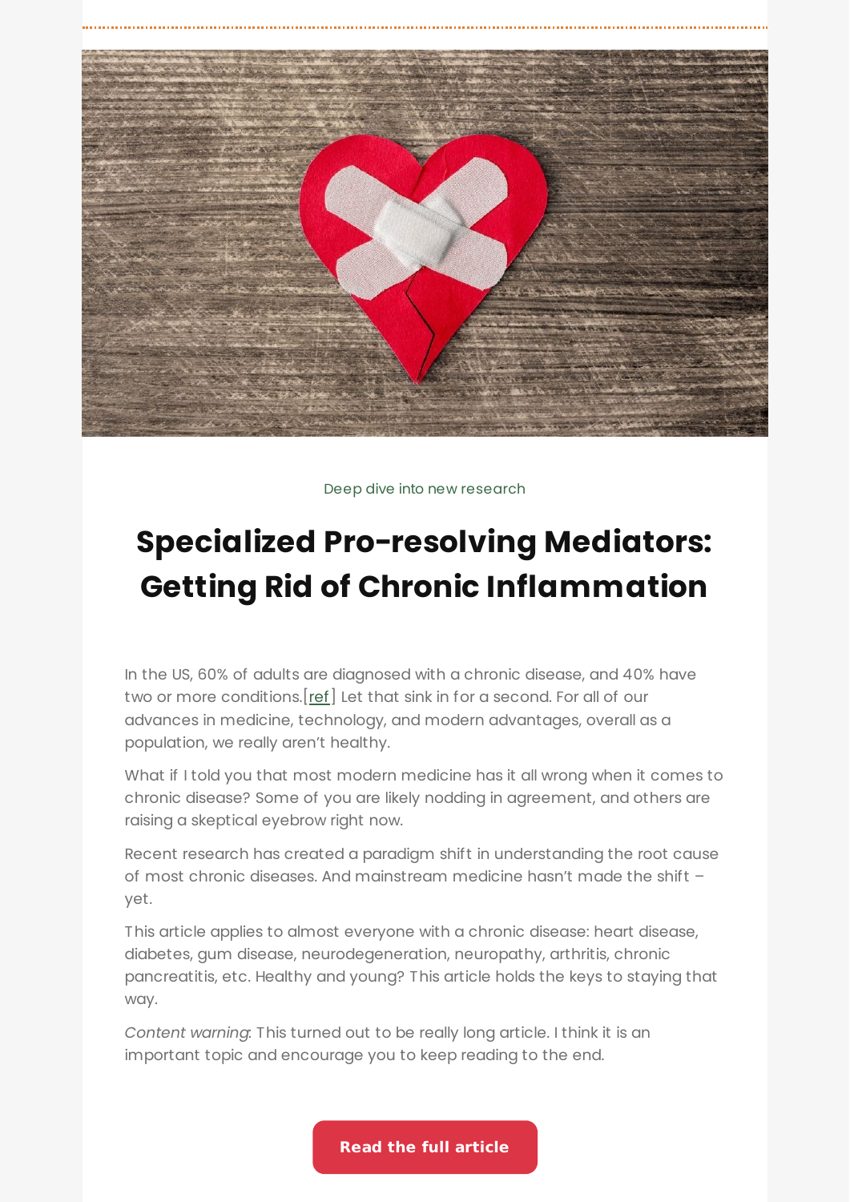Deep dive into new research

# Specialized Pro-resolving Mediators: Getting Rid of Chronic Inflammation

In the US, 60% of adults are diagnosed with a chronic disease, and 40% have two or more conditions.[ref] Let that sink in for a second. For all of our advances in medicine, technology, and modern advantages, overall as a population, we really aren't healthy.

What if I told you that most modern medicine has it all wrong when it comes to chronic disease? Some of you are likely nodding in agreement, and others are raising a skeptical eyebrow right now.

Recent research has created a paradigm shift in understanding the root cause of most chronic diseases. And mainstream medicine hasn't made the shift – yet.

This article applies to almost everyone with a chronic disease: heart disease, diabetes, gum disease, neurodegeneration, neuropathy, arthritis, chronic pancreatitis, etc. Healthy and young? This article holds the keys to staying that way.

*Content warning*: This turned out to be really long article. I think it is an important topic and encourage you to keep reading to the end.

**Read the full article**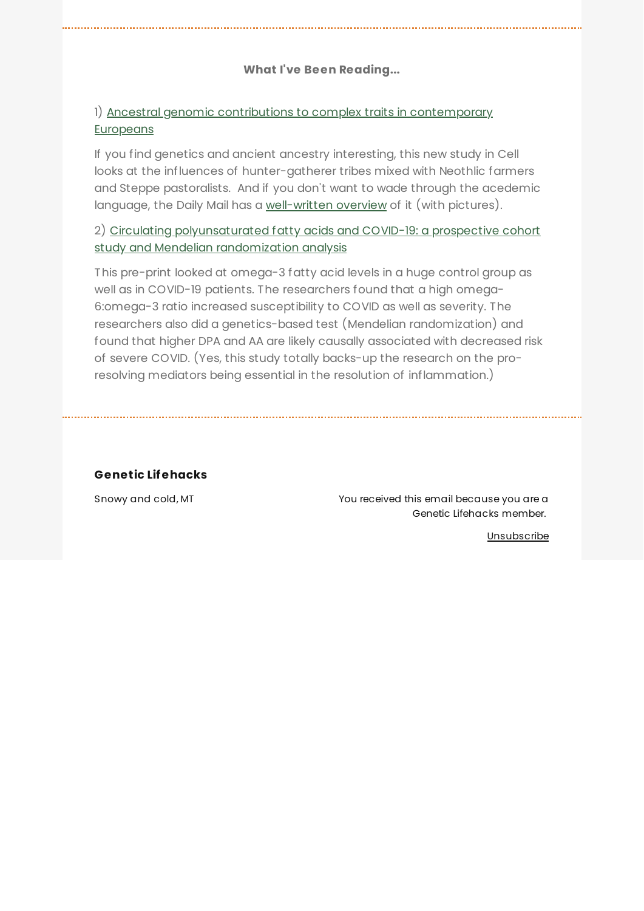### What I've Been Reading...

1) Ancestral genomic contributions to complex traits in contemporary Europeans

If you find genetics and ancient ancestry interesting, this new study in Cell looks at the influences of hunter-gatherer tribes mixed with Neothlic farmers and Steppe pastoralists. And if you don't want to wade through the acedemic language, the Daily Mail has a well-written overview of it (with pictures).

2) Circulating polyunsaturated fatty acids and COVID-19: a prospective cohort study and Mendelian randomization analysis

This pre-print looked at omega-3 fatty acid levels in a huge control group as well as in COVID-19 patients. The researchers found that a high omega-6:omega-3 ratio increased susceptibility to COVID as well as severity. The researchers also did a genetics-based test (Mendelian randomization) and found that higher DPA and AA are likely causally associated with decreased risk of severe COVID. (Yes, this study totally backs-up the research on the pro-resolving mediators being essential in the resolution of inflammation.)

---

**Genetic Lifehacks**

Snowy and cold, MT

You received this email because you are a Genetic Lifehacks member.

Unsubscribe